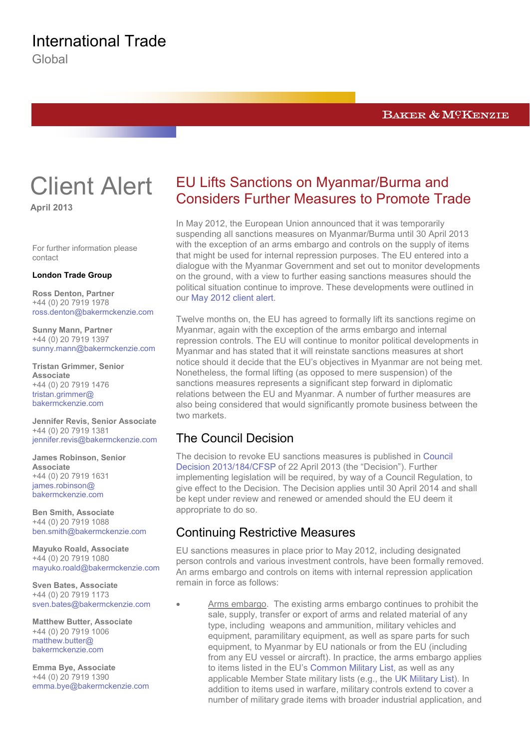# International Trade

Global

Baker & McKenzie

# Client Alert

**April 2013**

For further information please contact

**London Trade Group**

**Ross Denton, Partner**
+44 (0) 20 7919 1978
ross.denton@bakermckenzie.com

**Sunny Mann, Partner**
+44 (0) 20 7919 1397
sunny.mann@bakermckenzie.com

**Tristan Grimmer, Senior Associate**
+44 (0) 20 7919 1476
tristan.grimmer@bakermckenzie.com

**Jennifer Revis, Senior Associate**
+44 (0) 20 7919 1381
jennifer.revis@bakermckenzie.com

**James Robinson, Senior Associate**
+44 (0) 20 7919 1631
james.robinson@bakermckenzie.com

**Ben Smith, Associate**
+44 (0) 20 7919 1088
ben.smith@bakermckenzie.com

**Mayuko Roald, Associate**
+44 (0) 20 7919 1080
mayuko.roald@bakermckenzie.com

**Sven Bates, Associate**
+44 (0) 20 7919 1173
sven.bates@bakermckenzie.com

**Matthew Butter, Associate**
+44 (0) 20 7919 1006
matthew.butter@bakermckenzie.com

**Emma Bye, Associate**
+44 (0) 20 7919 1390
emma.bye@bakermckenzie.com

## EU Lifts Sanctions on Myanmar/Burma and Considers Further Measures to Promote Trade

In May 2012, the European Union announced that it was temporarily suspending all sanctions measures on Myanmar/Burma until 30 April 2013 with the exception of an arms embargo and controls on the supply of items that might be used for internal repression purposes. The EU entered into a dialogue with the Myanmar Government and set out to monitor developments on the ground, with a view to further easing sanctions measures should the political situation continue to improve. These developments were outlined in our May 2012 client alert.

Twelve months on, the EU has agreed to formally lift its sanctions regime on Myanmar, again with the exception of the arms embargo and internal repression controls. The EU will continue to monitor political developments in Myanmar and has stated that it will reinstate sanctions measures at short notice should it decide that the EU's objectives in Myanmar are not being met. Nonetheless, the formal lifting (as opposed to mere suspension) of the sanctions measures represents a significant step forward in diplomatic relations between the EU and Myanmar. A number of further measures are also being considered that would significantly promote business between the two markets.

### The Council Decision

The decision to revoke EU sanctions measures is published in Council Decision 2013/184/CFSP of 22 April 2013 (the "Decision"). Further implementing legislation will be required, by way of a Council Regulation, to give effect to the Decision. The Decision applies until 30 April 2014 and shall be kept under review and renewed or amended should the EU deem it appropriate to do so.

### Continuing Restrictive Measures

EU sanctions measures in place prior to May 2012, including designated person controls and various investment controls, have been formally removed. An arms embargo and controls on items with internal repression application remain in force as follows:

- Arms embargo. The existing arms embargo continues to prohibit the sale, supply, transfer or export of arms and related material of any type, including weapons and ammunition, military vehicles and equipment, paramilitary equipment, as well as spare parts for such equipment, to Myanmar by EU nationals or from the EU (including from any EU vessel or aircraft). In practice, the arms embargo applies to items listed in the EU's Common Military List, as well as any applicable Member State military lists (e.g., the UK Military List). In addition to items used in warfare, military controls extend to cover a number of military grade items with broader industrial application, and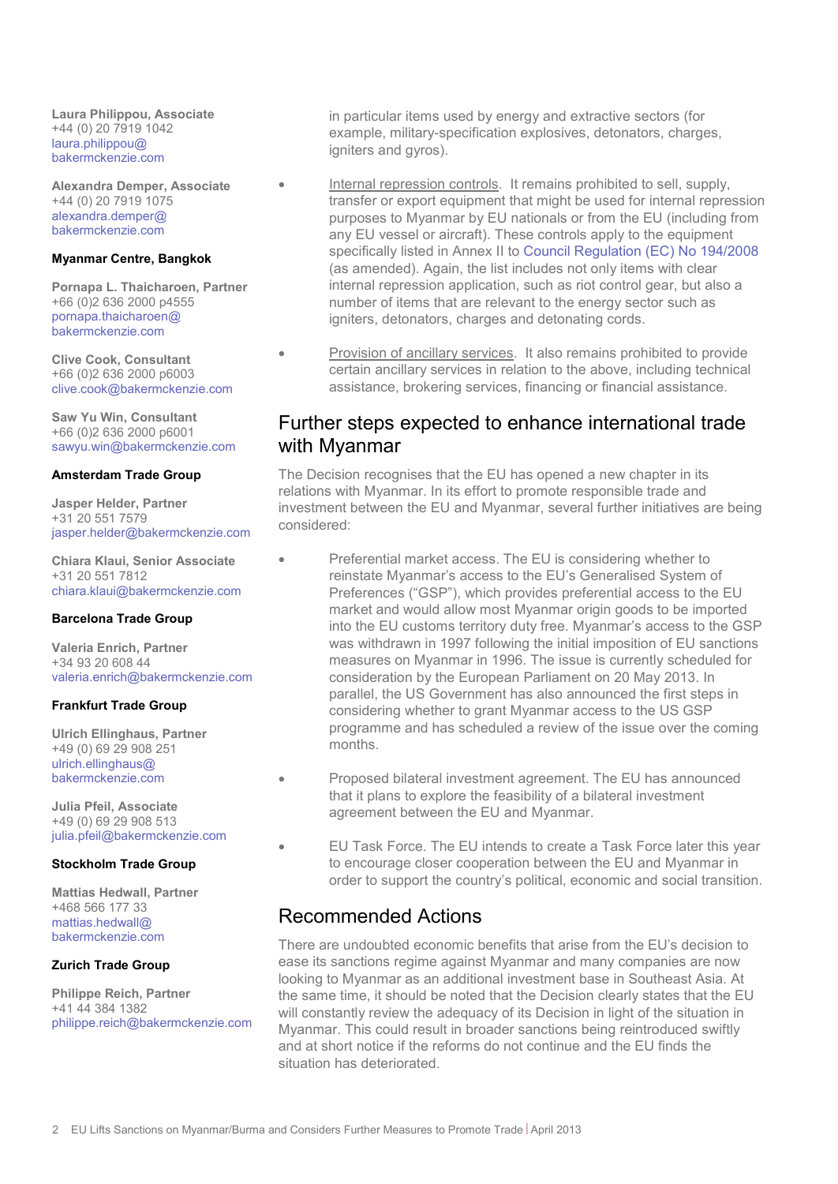Laura Philippou, Associate
+44 (0) 20 7919 1042
laura.philippou@bakermckenzie.com

Alexandra Demper, Associate
+44 (0) 20 7919 1075
alexandra.demper@bakermckenzie.com

**Myanmar Centre, Bangkok**

Pornapa L. Thaicharoen, Partner
+66 (0)2 636 2000 p4555
pornapa.thaicharoen@bakermckenzie.com

Clive Cook, Consultant
+66 (0)2 636 2000 p6003
clive.cook@bakermckenzie.com

Saw Yu Win, Consultant
+66 (0)2 636 2000 p6001
sawyu.win@bakermckenzie.com

**Amsterdam Trade Group**

Jasper Helder, Partner
+31 20 551 7579
jasper.helder@bakermckenzie.com

Chiara Klaui, Senior Associate
+31 20 551 7812
chiara.klaui@bakermckenzie.com

**Barcelona Trade Group**

Valeria Enrich, Partner
+34 93 20 608 44
valeria.enrich@bakermckenzie.com

**Frankfurt Trade Group**

Ulrich Ellinghaus, Partner
+49 (0) 69 29 908 251
ulrich.ellinghaus@bakermckenzie.com

Julia Pfeil, Associate
+49 (0) 69 29 908 513
julia.pfeil@bakermckenzie.com

**Stockholm Trade Group**

Mattias Hedwall, Partner
+468 566 177 33
mattias.hedwall@bakermckenzie.com

**Zurich Trade Group**

Philippe Reich, Partner
+41 44 384 1382
philippe.reich@bakermckenzie.com

in particular items used by energy and extractive sectors (for example, military-specification explosives, detonators, charges, igniters and gyros).

- Internal repression controls. It remains prohibited to sell, supply, transfer or export equipment that might be used for internal repression purposes to Myanmar by EU nationals or from the EU (including from any EU vessel or aircraft). These controls apply to the equipment specifically listed in Annex II to Council Regulation (EC) No 194/2008 (as amended). Again, the list includes not only items with clear internal repression application, such as riot control gear, but also a number of items that are relevant to the energy sector such as igniters, detonators, charges and detonating cords.

- Provision of ancillary services. It also remains prohibited to provide certain ancillary services in relation to the above, including technical assistance, brokering services, financing or financial assistance.

## Further steps expected to enhance international trade with Myanmar

The Decision recognises that the EU has opened a new chapter in its relations with Myanmar. In its effort to promote responsible trade and investment between the EU and Myanmar, several further initiatives are being considered:

- Preferential market access. The EU is considering whether to reinstate Myanmar's access to the EU's Generalised System of Preferences ("GSP"), which provides preferential access to the EU market and would allow most Myanmar origin goods to be imported into the EU customs territory duty free. Myanmar's access to the GSP was withdrawn in 1997 following the initial imposition of EU sanctions measures on Myanmar in 1996. The issue is currently scheduled for consideration by the European Parliament on 20 May 2013. In parallel, the US Government has also announced the first steps in considering whether to grant Myanmar access to the US GSP programme and has scheduled a review of the issue over the coming months.

- Proposed bilateral investment agreement. The EU has announced that it plans to explore the feasibility of a bilateral investment agreement between the EU and Myanmar.

- EU Task Force. The EU intends to create a Task Force later this year to encourage closer cooperation between the EU and Myanmar in order to support the country's political, economic and social transition.

## Recommended Actions

There are undoubted economic benefits that arise from the EU's decision to ease its sanctions regime against Myanmar and many companies are now looking to Myanmar as an additional investment base in Southeast Asia. At the same time, it should be noted that the Decision clearly states that the EU will constantly review the adequacy of its Decision in light of the situation in Myanmar. This could result in broader sanctions being reintroduced swiftly and at short notice if the reforms do not continue and the EU finds the situation has deteriorated.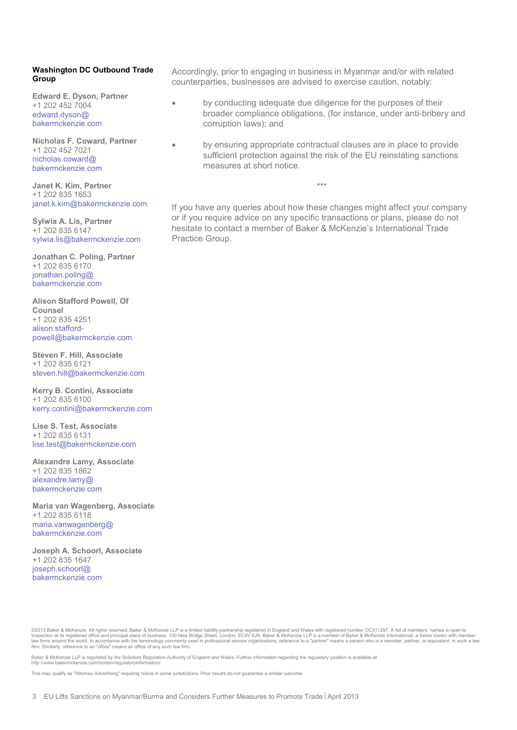Accordingly, prior to engaging in business in Myanmar and/or with related counterparties, businesses are advised to exercise caution, notably:

- by conducting adequate due diligence for the purposes of their broader compliance obligations, (for instance, under anti-bribery and corruption laws); and
- by ensuring appropriate contractual clauses are in place to provide sufficient protection against the risk of the EU reinstating sanctions measures at short notice.

***

If you have any queries about how these changes might affect your company or if you require advice on any specific transactions or plans, please do not hesitate to contact a member of Baker & McKenzie's International Trade Practice Group.

**Washington DC Outbound Trade Group**

**Edward E. Dyson, Partner**
+1 202 452 7004
edward.dyson@bakermckenzie.com

**Nicholas F. Coward, Partner**
+1 202 452 7021
nicholas.coward@bakermckenzie.com

**Janet K. Kim, Partner**
+1 202 835 1653
janet.k.kim@bakermckenzie.com

**Sylwia A. Lis, Partner**
+1 202 835 6147
sylwia.lis@bakermckenzie.com

**Jonathan C. Poling, Partner**
+1 202 835 6170
jonathan.poling@bakermckenzie.com

**Alison Stafford Powell, Of Counsel**
+1 202 835 4251
alison.stafford-powell@bakermckenzie.com

**Steven F. Hill, Associate**
+1 202 835 6121
steven.hill@bakermckenzie.com

**Kerry B. Contini, Associate**
+1 202 835 6100
kerry.contini@bakermckenzie.com

**Lise S. Test, Associate**
+1 202 835 6131
lise.test@bakermckenzie.com

**Alexandre Lamy, Associate**
+1 202 835 1862
alexandre.lamy@bakermckenzie.com

**Maria van Wagenberg, Associate**
+1 202 835 6118
maria.vanwagenberg@bakermckenzie.com

**Joseph A. Schoorl, Associate**
+1 202 835 1647
joseph.schoorl@bakermckenzie.com

©2013 Baker & McKenzie. All rights reserved. Baker & McKenzie LLP is a limited liability partnership registered in England and Wales with registered number OC311297. A list of members' names is open to inspection at its registered office and principal place of business, 100 New Bridge Street, London, EC4V 6JA. Baker & McKenzie LLP is a member of Baker & McKenzie International, a Swiss Verein with member law firms around the world. In accordance with the terminology commonly used in professional service organisations, reference to a "partner" means a person who is a member, partner, or equivalent, in such a law firm. Similarly, reference to an "office" means an office of any such law firm.

Baker & McKenzie LLP is regulated by the Solicitors Regulation Authority of England and Wales. Further information regarding the regulatory position is available at http://www.bakermckenzie.com/london/regulatoryinformation/.

This may qualify as "Attorney Advertising" requiring notice in some jurisdictions. Prior results do not guarantee a similar outcome.